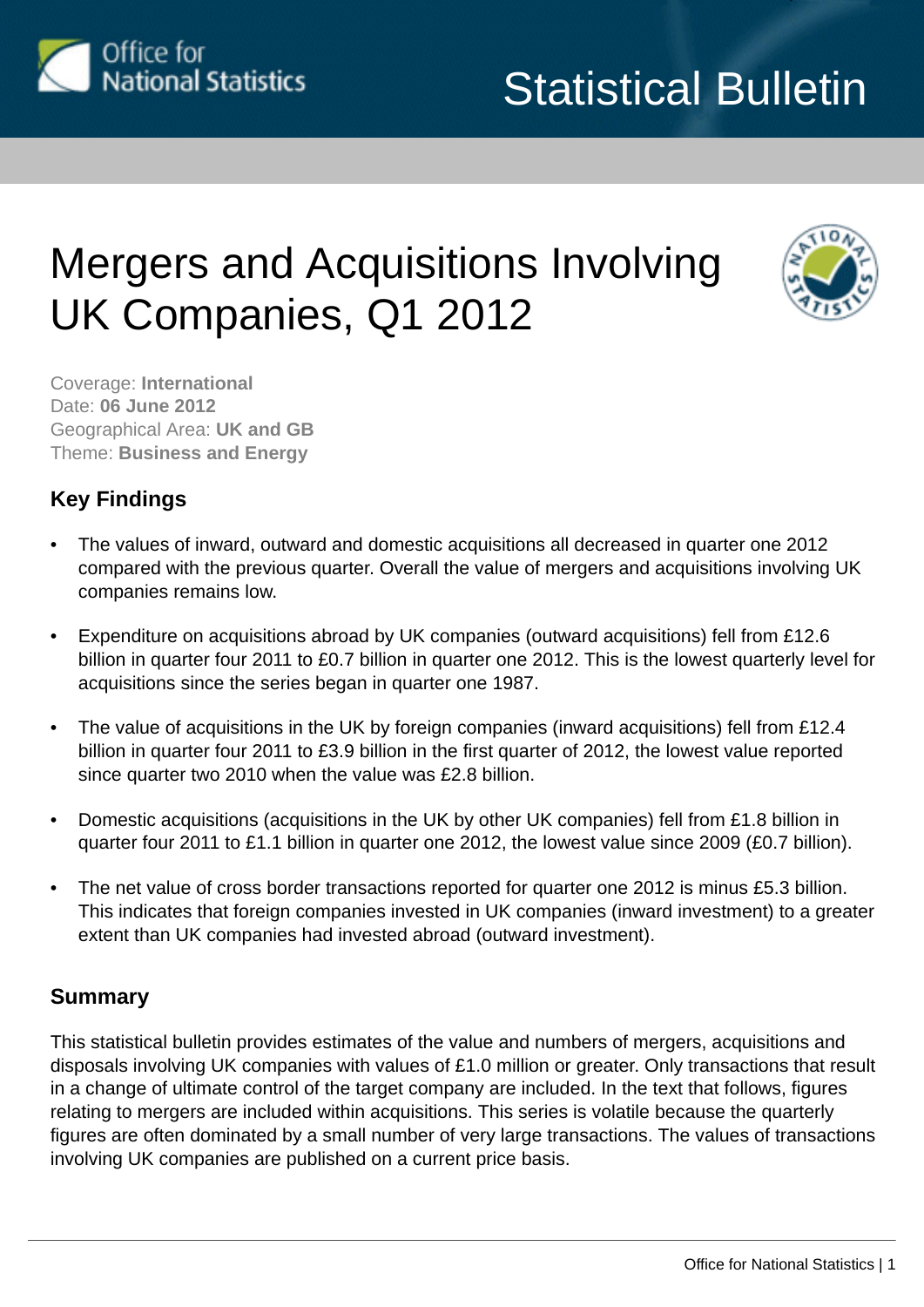Office for National Statistics

# Statistical Bulletin

# Mergers and Acquisitions Involving UK Companies, Q1 2012

Coverage: **International**
Date: **06 June 2012**
Geographical Area: **UK and GB**
Theme: **Business and Energy**

## Key Findings

- The values of inward, outward and domestic acquisitions all decreased in quarter one 2012 compared with the previous quarter. Overall the value of mergers and acquisitions involving UK companies remains low.
- Expenditure on acquisitions abroad by UK companies (outward acquisitions) fell from £12.6 billion in quarter four 2011 to £0.7 billion in quarter one 2012. This is the lowest quarterly level for acquisitions since the series began in quarter one 1987.
- The value of acquisitions in the UK by foreign companies (inward acquisitions) fell from £12.4 billion in quarter four 2011 to £3.9 billion in the first quarter of 2012, the lowest value reported since quarter two 2010 when the value was £2.8 billion.
- Domestic acquisitions (acquisitions in the UK by other UK companies) fell from £1.8 billion in quarter four 2011 to £1.1 billion in quarter one 2012, the lowest value since 2009 (£0.7 billion).
- The net value of cross border transactions reported for quarter one 2012 is minus £5.3 billion. This indicates that foreign companies invested in UK companies (inward investment) to a greater extent than UK companies had invested abroad (outward investment).

## Summary

This statistical bulletin provides estimates of the value and numbers of mergers, acquisitions and disposals involving UK companies with values of £1.0 million or greater. Only transactions that result in a change of ultimate control of the target company are included. In the text that follows, figures relating to mergers are included within acquisitions. This series is volatile because the quarterly figures are often dominated by a small number of very large transactions. The values of transactions involving UK companies are published on a current price basis.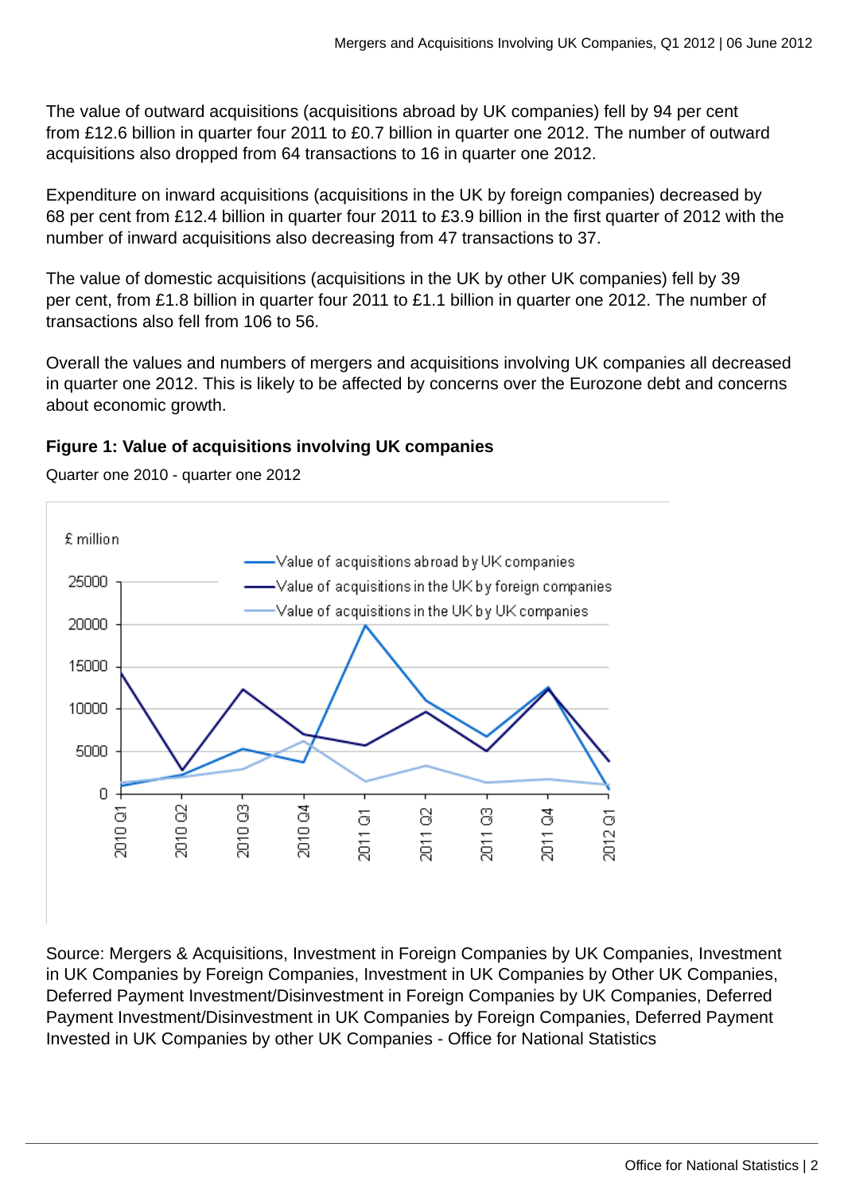The value of outward acquisitions (acquisitions abroad by UK companies) fell by 94 per cent from £12.6 billion in quarter four 2011 to £0.7 billion in quarter one 2012. The number of outward acquisitions also dropped from 64 transactions to 16 in quarter one 2012.

Expenditure on inward acquisitions (acquisitions in the UK by foreign companies) decreased by 68 per cent from £12.4 billion in quarter four 2011 to £3.9 billion in the first quarter of 2012 with the number of inward acquisitions also decreasing from 47 transactions to 37.

The value of domestic acquisitions (acquisitions in the UK by other UK companies) fell by 39 per cent, from £1.8 billion in quarter four 2011 to £1.1 billion in quarter one 2012. The number of transactions also fell from 106 to 56.

Overall the values and numbers of mergers and acquisitions involving UK companies all decreased in quarter one 2012. This is likely to be affected by concerns over the Eurozone debt and concerns about economic growth.

**Figure 1: Value of acquisitions involving UK companies**

Quarter one 2010 - quarter one 2012

Source: Mergers & Acquisitions, Investment in Foreign Companies by UK Companies, Investment in UK Companies by Foreign Companies, Investment in UK Companies by Other UK Companies, Deferred Payment Investment/Disinvestment in Foreign Companies by UK Companies, Deferred Payment Investment/Disinvestment in UK Companies by Foreign Companies, Deferred Payment Invested in UK Companies by other UK Companies - Office for National Statistics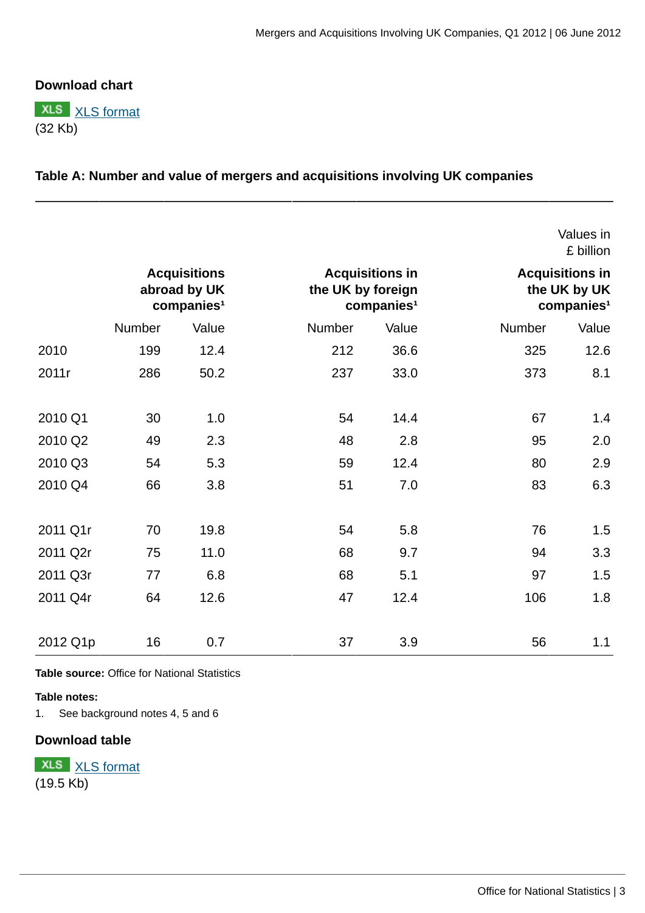**Download chart**

XLS [XLS format](#)
(32 Kb)

**Table A: Number and value of mergers and acquisitions involving UK companies**

Values in £ billion

| | Acquisitions abroad by UK companies[1] | | Acquisitions in the UK by foreign companies[1] | | Acquisitions in the UK by UK companies[1] | |
|---|---|---|---|---|---|---|
| | Number | Value | Number | Value | Number | Value |
| 2010 | 199 | 12.4 | 212 | 36.6 | 325 | 12.6 |
| 2011r | 286 | 50.2 | 237 | 33.0 | 373 | 8.1 |
| | | | | | | |
| 2010 Q1 | 30 | 1.0 | 54 | 14.4 | 67 | 1.4 |
| 2010 Q2 | 49 | 2.3 | 48 | 2.8 | 95 | 2.0 |
| 2010 Q3 | 54 | 5.3 | 59 | 12.4 | 80 | 2.9 |
| 2010 Q4 | 66 | 3.8 | 51 | 7.0 | 83 | 6.3 |
| | | | | | | |
| 2011 Q1r | 70 | 19.8 | 54 | 5.8 | 76 | 1.5 |
| 2011 Q2r | 75 | 11.0 | 68 | 9.7 | 94 | 3.3 |
| 2011 Q3r | 77 | 6.8 | 68 | 5.1 | 97 | 1.5 |
| 2011 Q4r | 64 | 12.6 | 47 | 12.4 | 106 | 1.8 |
| | | | | | | |
| 2012 Q1p | 16 | 0.7 | 37 | 3.9 | 56 | 1.1 |

**Table source:** Office for National Statistics

**Table notes:**

1. See background notes 4, 5 and 6

**Download table**

XLS [XLS format](#)
(19.5 Kb)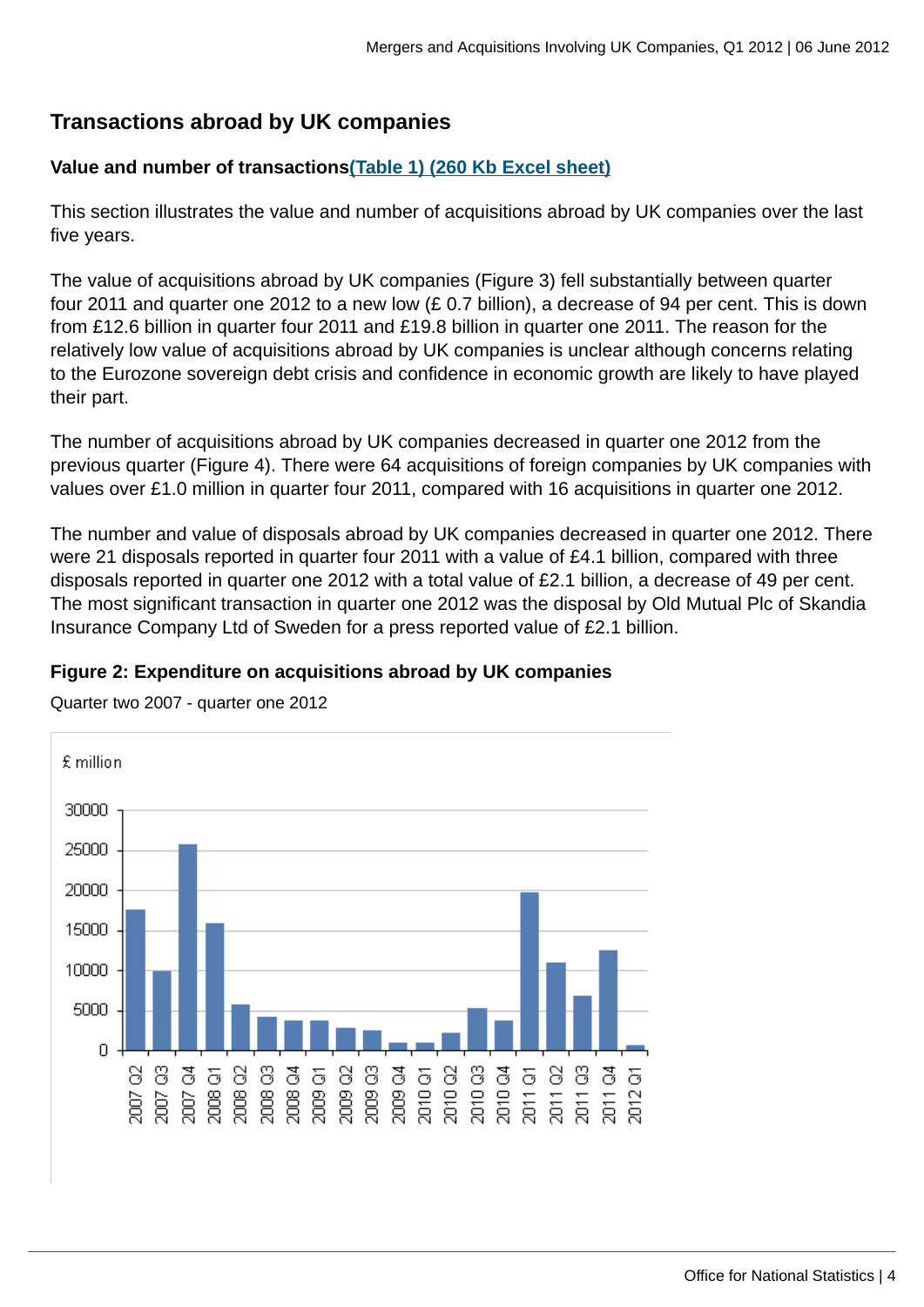## Transactions abroad by UK companies

**Value and number of transactions**[(Table 1) (260 Kb Excel sheet)]

This section illustrates the value and number of acquisitions abroad by UK companies over the last five years.

The value of acquisitions abroad by UK companies (Figure 3) fell substantially between quarter four 2011 and quarter one 2012 to a new low (£ 0.7 billion), a decrease of 94 per cent. This is down from £12.6 billion in quarter four 2011 and £19.8 billion in quarter one 2011. The reason for the relatively low value of acquisitions abroad by UK companies is unclear although concerns relating to the Eurozone sovereign debt crisis and confidence in economic growth are likely to have played their part.

The number of acquisitions abroad by UK companies decreased in quarter one 2012 from the previous quarter (Figure 4). There were 64 acquisitions of foreign companies by UK companies with values over £1.0 million in quarter four 2011, compared with 16 acquisitions in quarter one 2012.

The number and value of disposals abroad by UK companies decreased in quarter one 2012. There were 21 disposals reported in quarter four 2011 with a value of £4.1 billion, compared with three disposals reported in quarter one 2012 with a total value of £2.1 billion, a decrease of 49 per cent. The most significant transaction in quarter one 2012 was the disposal by Old Mutual Plc of Skandia Insurance Company Ltd of Sweden for a press reported value of £2.1 billion.

**Figure 2: Expenditure on acquisitions abroad by UK companies**

Quarter two 2007 - quarter one 2012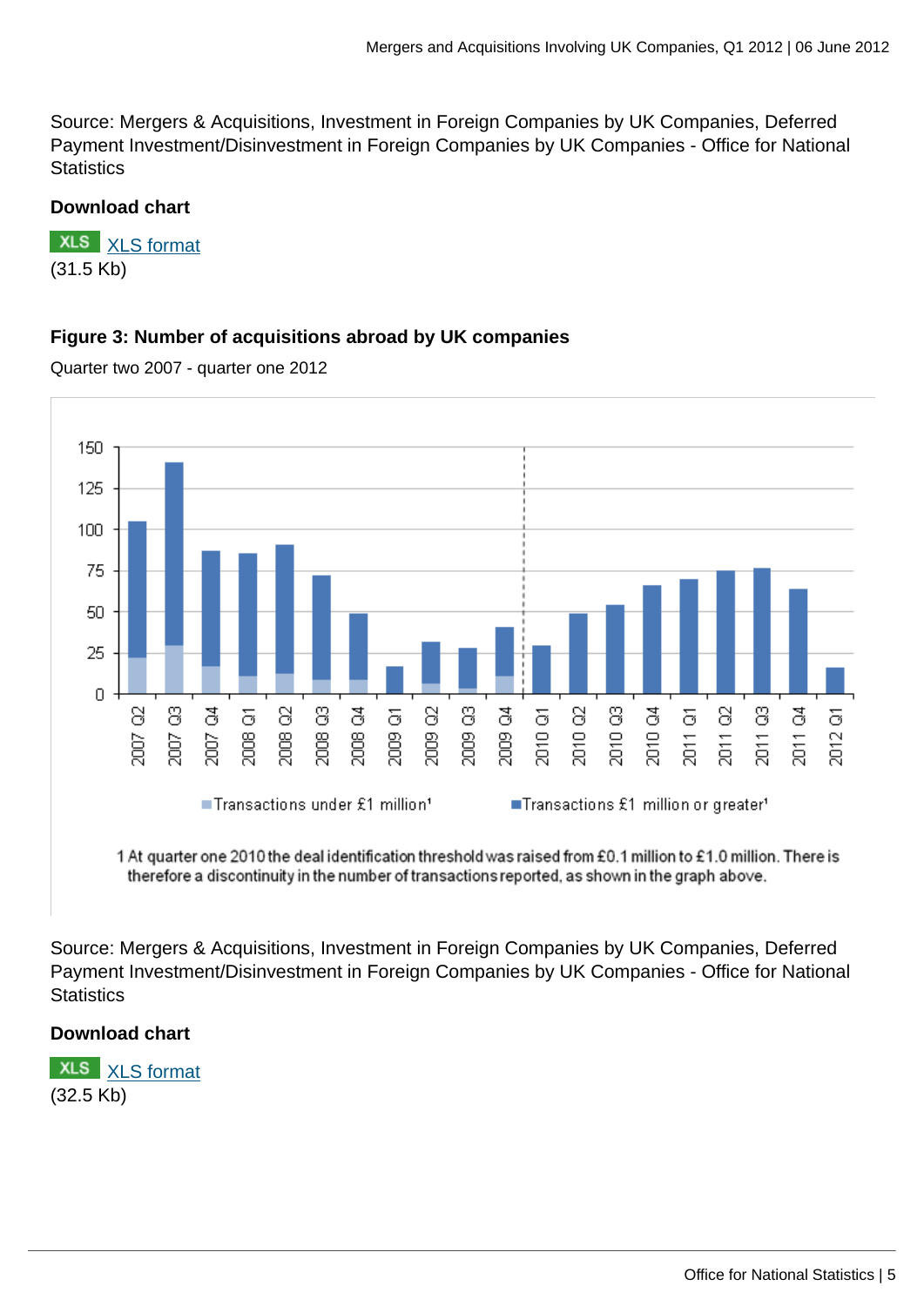Source: Mergers & Acquisitions, Investment in Foreign Companies by UK Companies, Deferred Payment Investment/Disinvestment in Foreign Companies by UK Companies - Office for National Statistics

**Download chart**

XLS XLS format
(31.5 Kb)

### Figure 3: Number of acquisitions abroad by UK companies

Quarter two 2007 - quarter one 2012

1 At quarter one 2010 the deal identification threshold was raised from £0.1 million to £1.0 million. There is therefore a discontinuity in the number of transactions reported, as shown in the graph above.

Source: Mergers & Acquisitions, Investment in Foreign Companies by UK Companies, Deferred Payment Investment/Disinvestment in Foreign Companies by UK Companies - Office for National Statistics

**Download chart**

XLS XLS format
(32.5 Kb)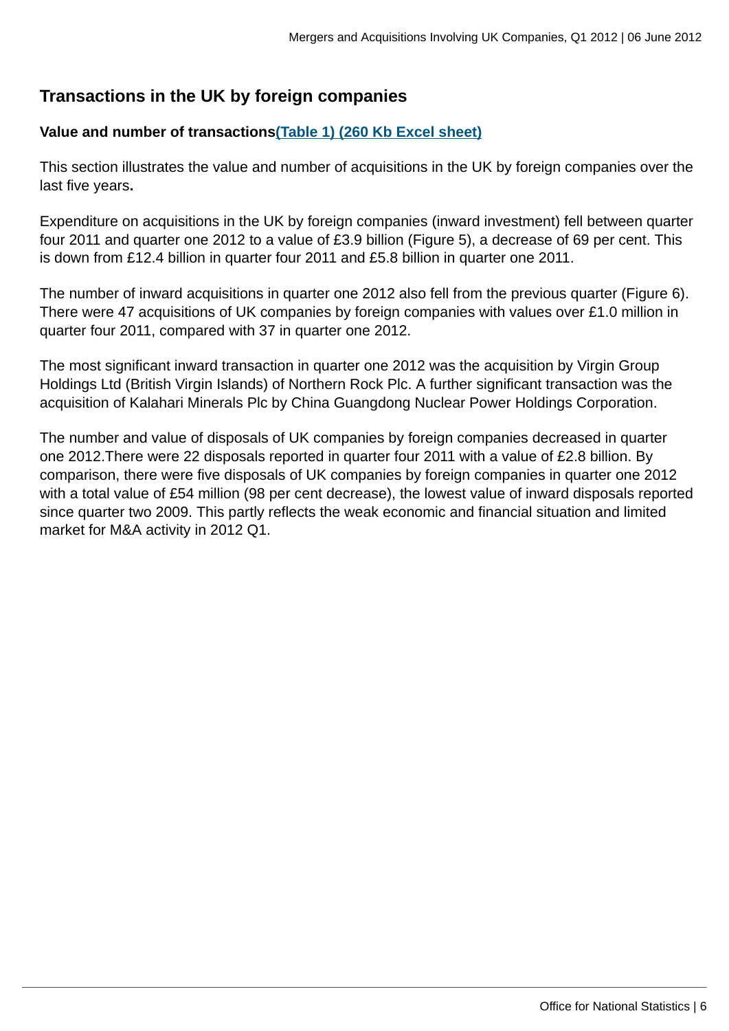## Transactions in the UK by foreign companies

**Value and number of transactions(Table 1) (260 Kb Excel sheet)**

This section illustrates the value and number of acquisitions in the UK by foreign companies over the last five years**.**

Expenditure on acquisitions in the UK by foreign companies (inward investment) fell between quarter four 2011 and quarter one 2012 to a value of £3.9 billion (Figure 5), a decrease of 69 per cent. This is down from £12.4 billion in quarter four 2011 and £5.8 billion in quarter one 2011.

The number of inward acquisitions in quarter one 2012 also fell from the previous quarter (Figure 6). There were 47 acquisitions of UK companies by foreign companies with values over £1.0 million in quarter four 2011, compared with 37 in quarter one 2012.

The most significant inward transaction in quarter one 2012 was the acquisition by Virgin Group Holdings Ltd (British Virgin Islands) of Northern Rock Plc. A further significant transaction was the acquisition of Kalahari Minerals Plc by China Guangdong Nuclear Power Holdings Corporation.

The number and value of disposals of UK companies by foreign companies decreased in quarter one 2012.There were 22 disposals reported in quarter four 2011 with a value of £2.8 billion. By comparison, there were five disposals of UK companies by foreign companies in quarter one 2012 with a total value of £54 million (98 per cent decrease), the lowest value of inward disposals reported since quarter two 2009. This partly reflects the weak economic and financial situation and limited market for M&A activity in 2012 Q1.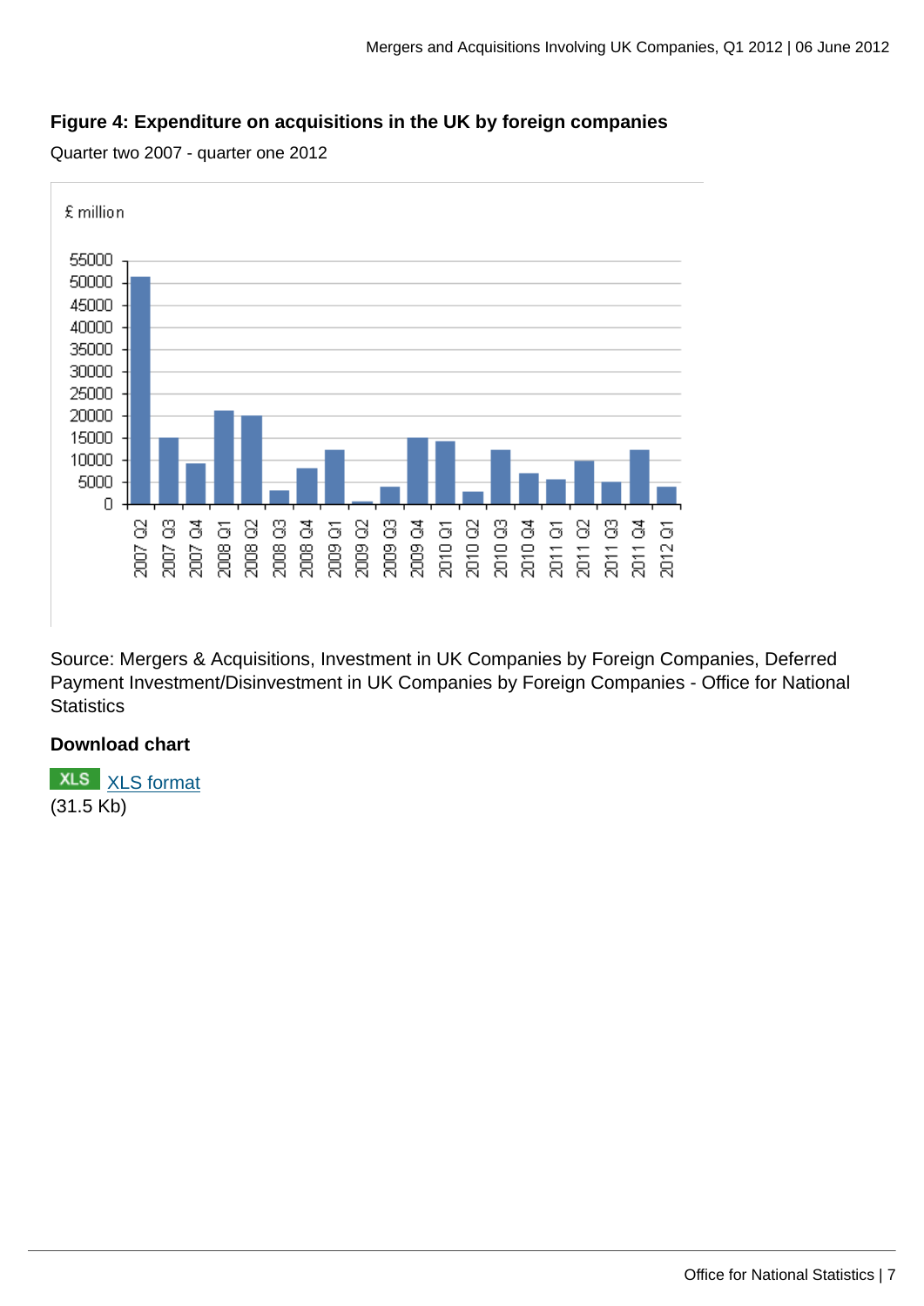**Figure 4: Expenditure on acquisitions in the UK by foreign companies**

Quarter two 2007 - quarter one 2012

Source: Mergers & Acquisitions, Investment in UK Companies by Foreign Companies, Deferred Payment Investment/Disinvestment in UK Companies by Foreign Companies - Office for National Statistics

**Download chart**

XLS XLS format
(31.5 Kb)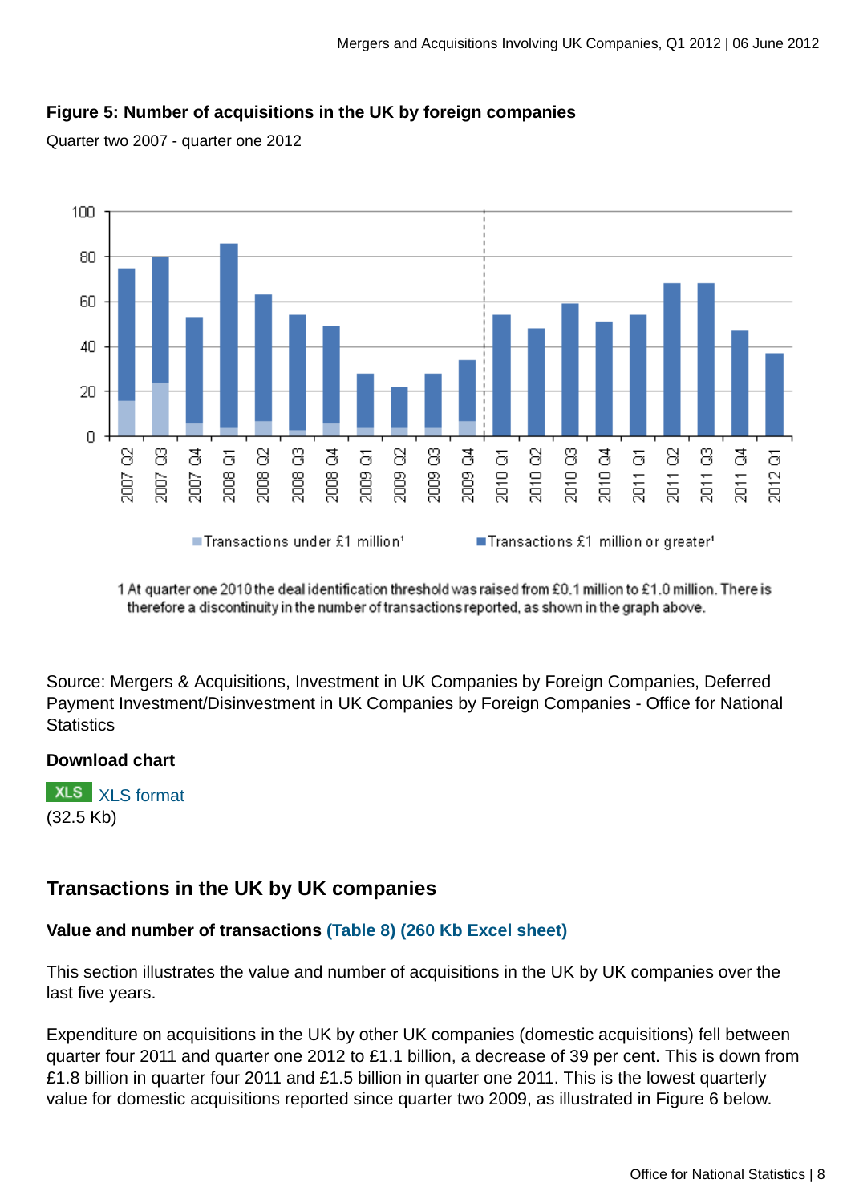### Figure 5: Number of acquisitions in the UK by foreign companies

Quarter two 2007 - quarter one 2012

Transactions under £1 million[1] | Transactions £1 million or greater[1]

1 At quarter one 2010 the deal identification threshold was raised from £0.1 million to £1.0 million. There is therefore a discontinuity in the number of transactions reported, as shown in the graph above.

Source: Mergers & Acquisitions, Investment in UK Companies by Foreign Companies, Deferred Payment Investment/Disinvestment in UK Companies by Foreign Companies - Office for National Statistics

#### Download chart

XLS XLS format (32.5 Kb)

## Transactions in the UK by UK companies

**Value and number of transactions (Table 8) (260 Kb Excel sheet)**

This section illustrates the value and number of acquisitions in the UK by UK companies over the last five years.

Expenditure on acquisitions in the UK by other UK companies (domestic acquisitions) fell between quarter four 2011 and quarter one 2012 to £1.1 billion, a decrease of 39 per cent. This is down from £1.8 billion in quarter four 2011 and £1.5 billion in quarter one 2011. This is the lowest quarterly value for domestic acquisitions reported since quarter two 2009, as illustrated in Figure 6 below.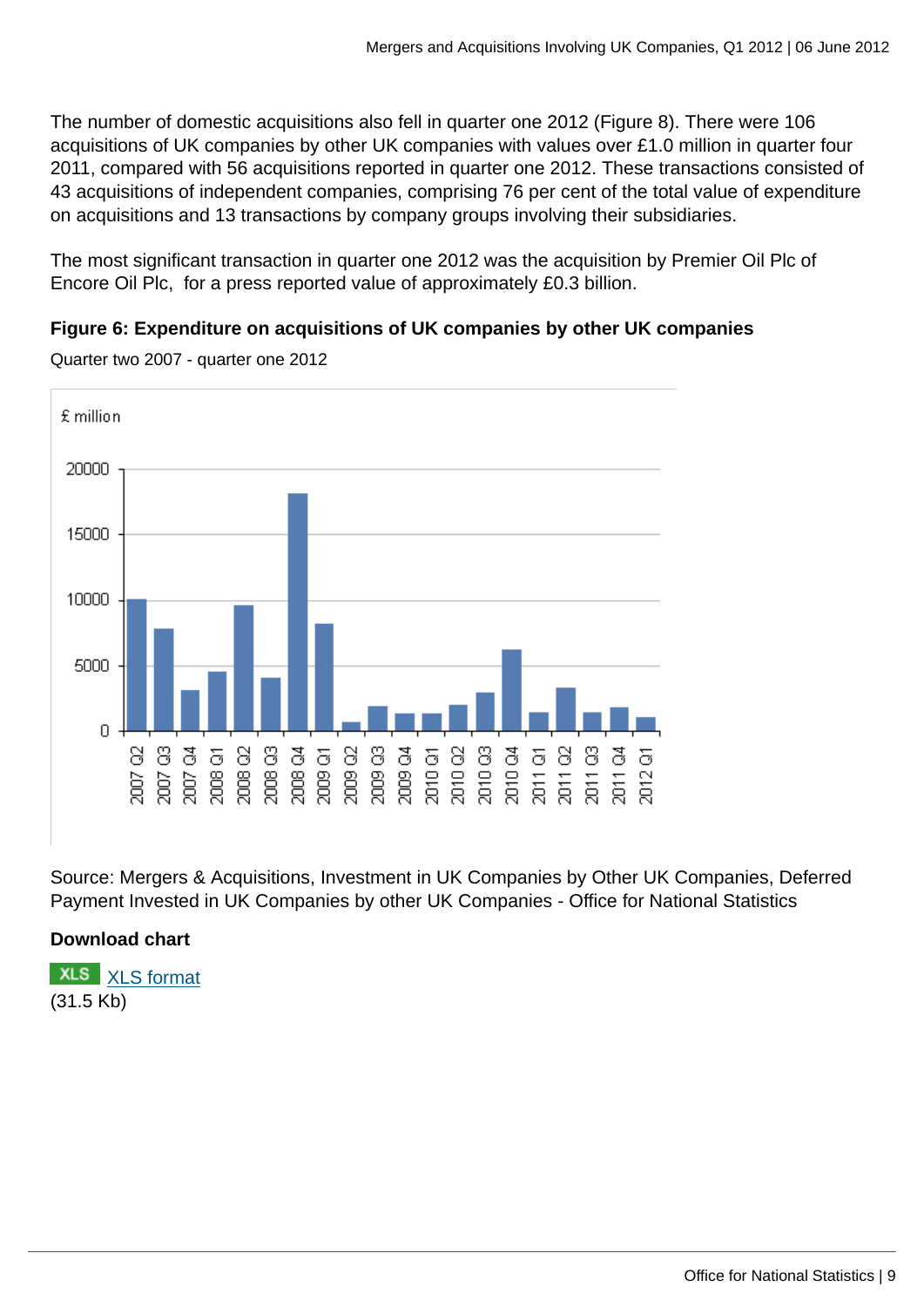The number of domestic acquisitions also fell in quarter one 2012 (Figure 8). There were 106 acquisitions of UK companies by other UK companies with values over £1.0 million in quarter four 2011, compared with 56 acquisitions reported in quarter one 2012. These transactions consisted of 43 acquisitions of independent companies, comprising 76 per cent of the total value of expenditure on acquisitions and 13 transactions by company groups involving their subsidiaries.

The most significant transaction in quarter one 2012 was the acquisition by Premier Oil Plc of Encore Oil Plc, for a press reported value of approximately £0.3 billion.

**Figure 6: Expenditure on acquisitions of UK companies by other UK companies**

Quarter two 2007 - quarter one 2012

Source: Mergers & Acquisitions, Investment in UK Companies by Other UK Companies, Deferred Payment Invested in UK Companies by other UK Companies - Office for National Statistics

**Download chart**

XLS XLS format
(31.5 Kb)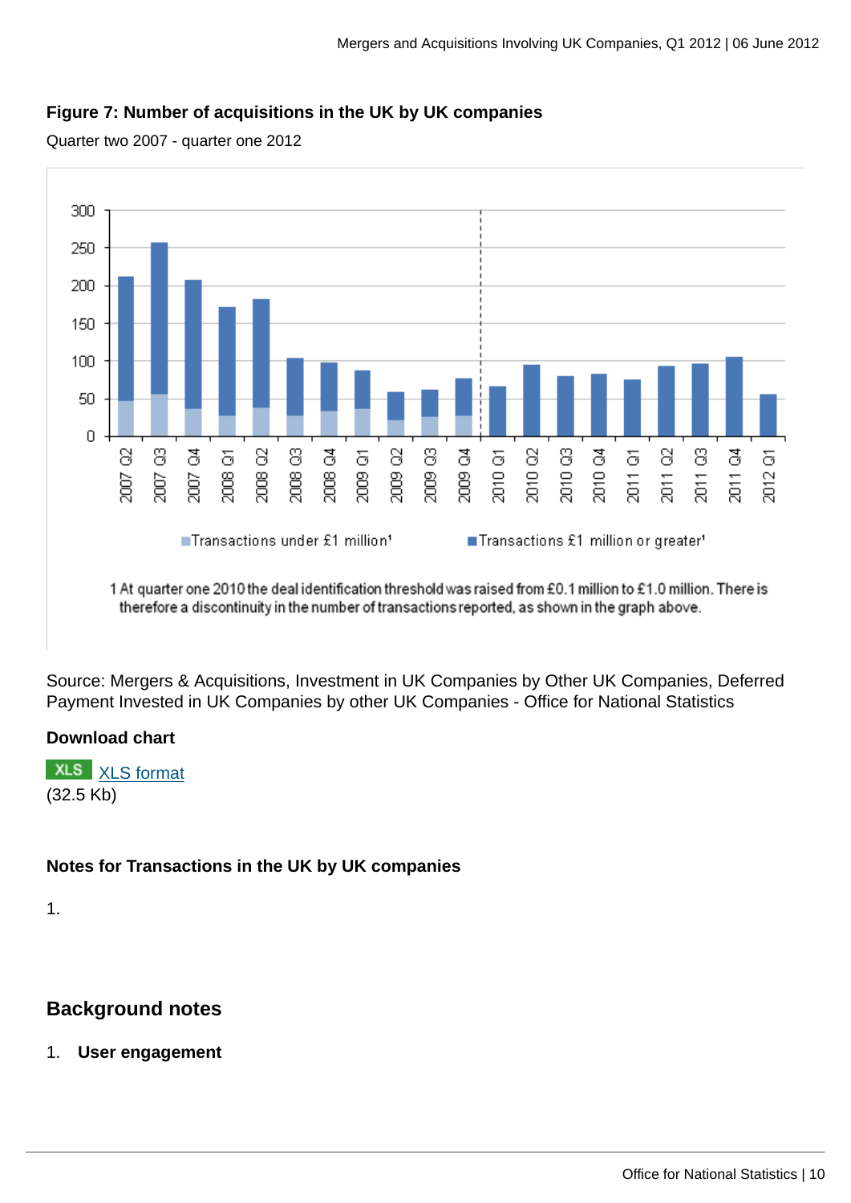### Figure 7: Number of acquisitions in the UK by UK companies

Quarter two 2007 - quarter one 2012

1 At quarter one 2010 the deal identification threshold was raised from £0.1 million to £1.0 million. There is therefore a discontinuity in the number of transactions reported, as shown in the graph above.

Source: Mergers & Acquisitions, Investment in UK Companies by Other UK Companies, Deferred Payment Invested in UK Companies by other UK Companies - Office for National Statistics

#### Download chart

XLS [XLS format](#)
(32.5 Kb)

#### Notes for Transactions in the UK by UK companies

1.

## Background notes

1. **User engagement**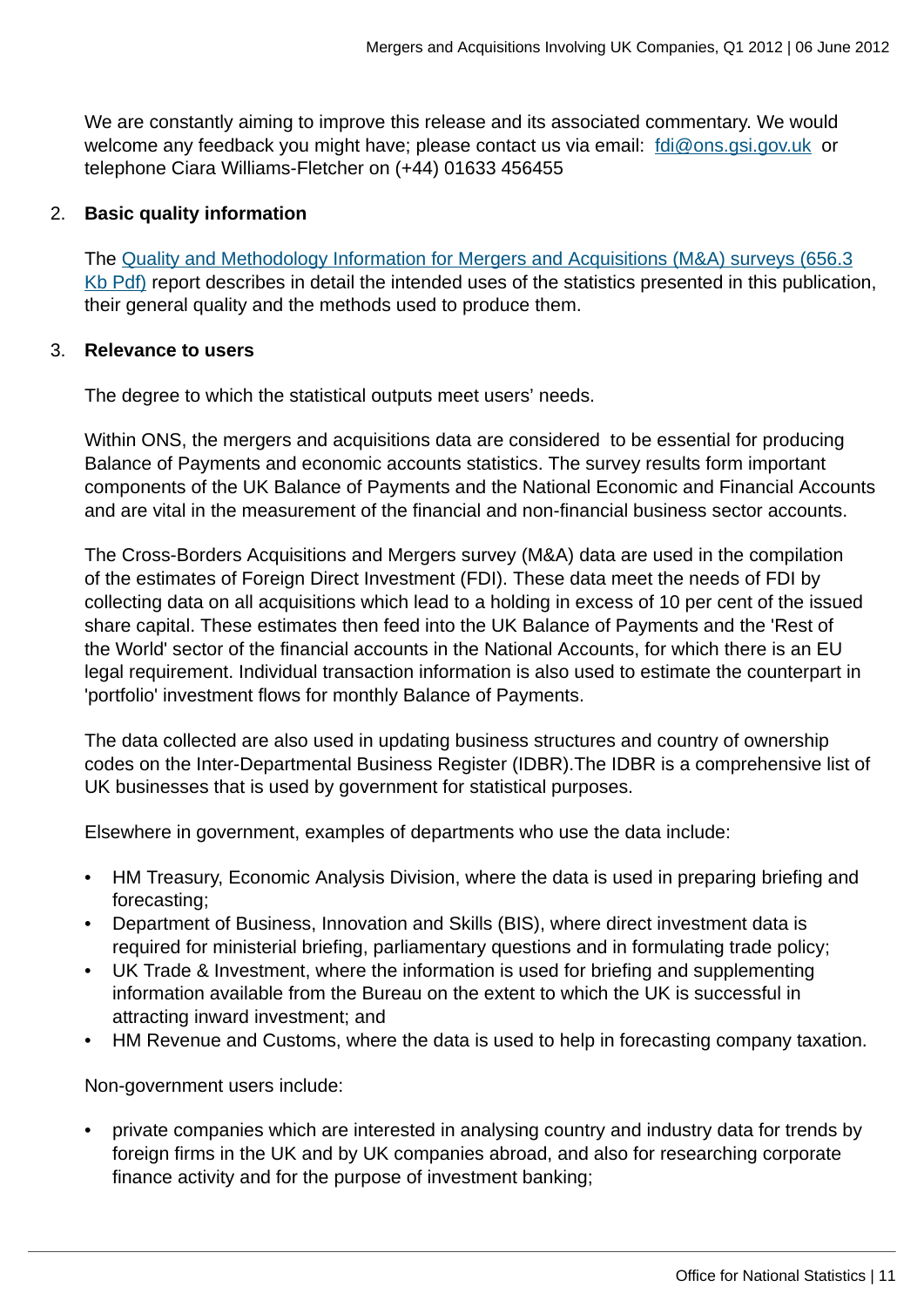We are constantly aiming to improve this release and its associated commentary. We would welcome any feedback you might have; please contact us via email: fdi@ons.gsi.gov.uk or telephone Ciara Williams-Fletcher on (+44) 01633 456455

2. **Basic quality information**

   The Quality and Methodology Information for Mergers and Acquisitions (M&A) surveys (656.3 Kb Pdf) report describes in detail the intended uses of the statistics presented in this publication, their general quality and the methods used to produce them.

3. **Relevance to users**

   The degree to which the statistical outputs meet users' needs.

   Within ONS, the mergers and acquisitions data are considered to be essential for producing Balance of Payments and economic accounts statistics. The survey results form important components of the UK Balance of Payments and the National Economic and Financial Accounts and are vital in the measurement of the financial and non-financial business sector accounts.

   The Cross-Borders Acquisitions and Mergers survey (M&A) data are used in the compilation of the estimates of Foreign Direct Investment (FDI). These data meet the needs of FDI by collecting data on all acquisitions which lead to a holding in excess of 10 per cent of the issued share capital. These estimates then feed into the UK Balance of Payments and the 'Rest of the World' sector of the financial accounts in the National Accounts, for which there is an EU legal requirement. Individual transaction information is also used to estimate the counterpart in 'portfolio' investment flows for monthly Balance of Payments.

   The data collected are also used in updating business structures and country of ownership codes on the Inter-Departmental Business Register (IDBR).The IDBR is a comprehensive list of UK businesses that is used by government for statistical purposes.

   Elsewhere in government, examples of departments who use the data include:

   - HM Treasury, Economic Analysis Division, where the data is used in preparing briefing and forecasting;
   - Department of Business, Innovation and Skills (BIS), where direct investment data is required for ministerial briefing, parliamentary questions and in formulating trade policy;
   - UK Trade & Investment, where the information is used for briefing and supplementing information available from the Bureau on the extent to which the UK is successful in attracting inward investment; and
   - HM Revenue and Customs, where the data is used to help in forecasting company taxation.

   Non-government users include:

   - private companies which are interested in analysing country and industry data for trends by foreign firms in the UK and by UK companies abroad, and also for researching corporate finance activity and for the purpose of investment banking;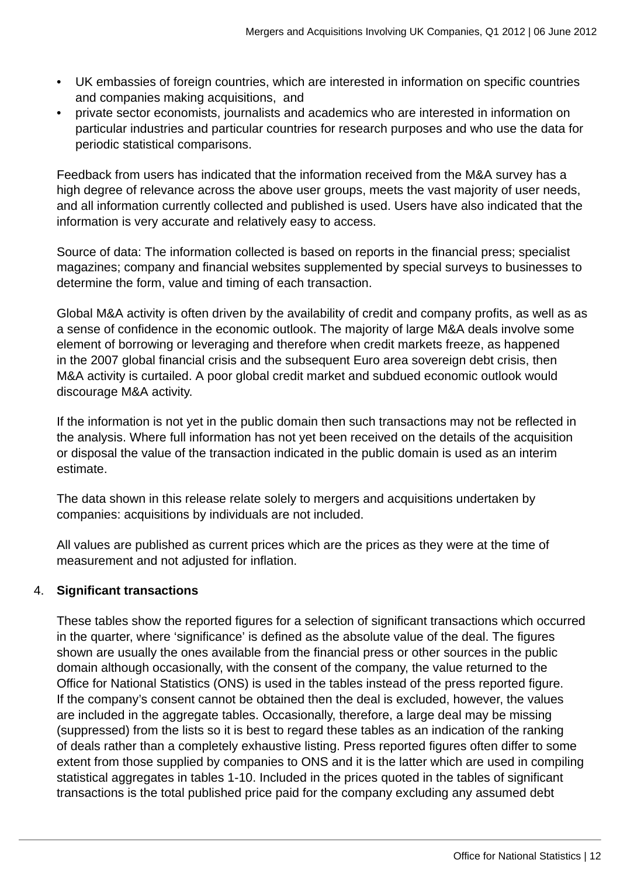- UK embassies of foreign countries, which are interested in information on specific countries and companies making acquisitions, and
- private sector economists, journalists and academics who are interested in information on particular industries and particular countries for research purposes and who use the data for periodic statistical comparisons.

Feedback from users has indicated that the information received from the M&A survey has a high degree of relevance across the above user groups, meets the vast majority of user needs, and all information currently collected and published is used. Users have also indicated that the information is very accurate and relatively easy to access.

Source of data: The information collected is based on reports in the financial press; specialist magazines; company and financial websites supplemented by special surveys to businesses to determine the form, value and timing of each transaction.

Global M&A activity is often driven by the availability of credit and company profits, as well as as a sense of confidence in the economic outlook. The majority of large M&A deals involve some element of borrowing or leveraging and therefore when credit markets freeze, as happened in the 2007 global financial crisis and the subsequent Euro area sovereign debt crisis, then M&A activity is curtailed. A poor global credit market and subdued economic outlook would discourage M&A activity.

If the information is not yet in the public domain then such transactions may not be reflected in the analysis. Where full information has not yet been received on the details of the acquisition or disposal the value of the transaction indicated in the public domain is used as an interim estimate.

The data shown in this release relate solely to mergers and acquisitions undertaken by companies: acquisitions by individuals are not included.

All values are published as current prices which are the prices as they were at the time of measurement and not adjusted for inflation.

4. **Significant transactions**

These tables show the reported figures for a selection of significant transactions which occurred in the quarter, where 'significance' is defined as the absolute value of the deal. The figures shown are usually the ones available from the financial press or other sources in the public domain although occasionally, with the consent of the company, the value returned to the Office for National Statistics (ONS) is used in the tables instead of the press reported figure. If the company's consent cannot be obtained then the deal is excluded, however, the values are included in the aggregate tables. Occasionally, therefore, a large deal may be missing (suppressed) from the lists so it is best to regard these tables as an indication of the ranking of deals rather than a completely exhaustive listing. Press reported figures often differ to some extent from those supplied by companies to ONS and it is the latter which are used in compiling statistical aggregates in tables 1-10. Included in the prices quoted in the tables of significant transactions is the total published price paid for the company excluding any assumed debt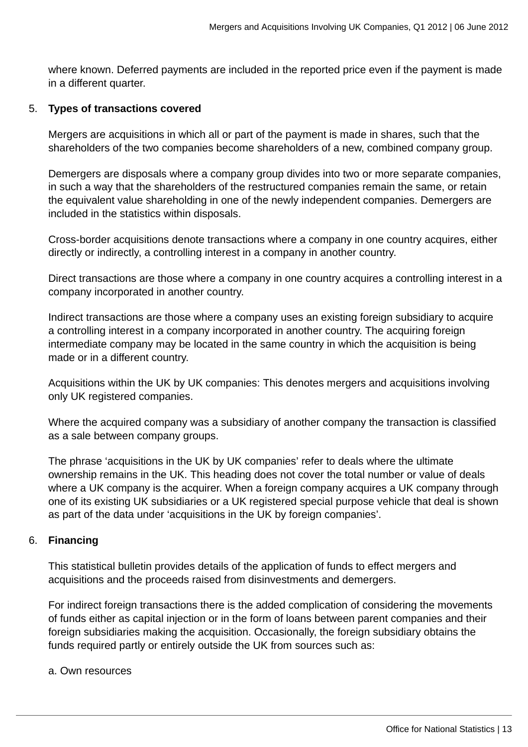where known. Deferred payments are included in the reported price even if the payment is made in a different quarter.

5. **Types of transactions covered**

Mergers are acquisitions in which all or part of the payment is made in shares, such that the shareholders of the two companies become shareholders of a new, combined company group.

Demergers are disposals where a company group divides into two or more separate companies, in such a way that the shareholders of the restructured companies remain the same, or retain the equivalent value shareholding in one of the newly independent companies. Demergers are included in the statistics within disposals.

Cross-border acquisitions denote transactions where a company in one country acquires, either directly or indirectly, a controlling interest in a company in another country.

Direct transactions are those where a company in one country acquires a controlling interest in a company incorporated in another country.

Indirect transactions are those where a company uses an existing foreign subsidiary to acquire a controlling interest in a company incorporated in another country. The acquiring foreign intermediate company may be located in the same country in which the acquisition is being made or in a different country.

Acquisitions within the UK by UK companies: This denotes mergers and acquisitions involving only UK registered companies.

Where the acquired company was a subsidiary of another company the transaction is classified as a sale between company groups.

The phrase 'acquisitions in the UK by UK companies' refer to deals where the ultimate ownership remains in the UK. This heading does not cover the total number or value of deals where a UK company is the acquirer. When a foreign company acquires a UK company through one of its existing UK subsidiaries or a UK registered special purpose vehicle that deal is shown as part of the data under 'acquisitions in the UK by foreign companies'.

6. **Financing**

This statistical bulletin provides details of the application of funds to effect mergers and acquisitions and the proceeds raised from disinvestments and demergers.

For indirect foreign transactions there is the added complication of considering the movements of funds either as capital injection or in the form of loans between parent companies and their foreign subsidiaries making the acquisition. Occasionally, the foreign subsidiary obtains the funds required partly or entirely outside the UK from sources such as:

a. Own resources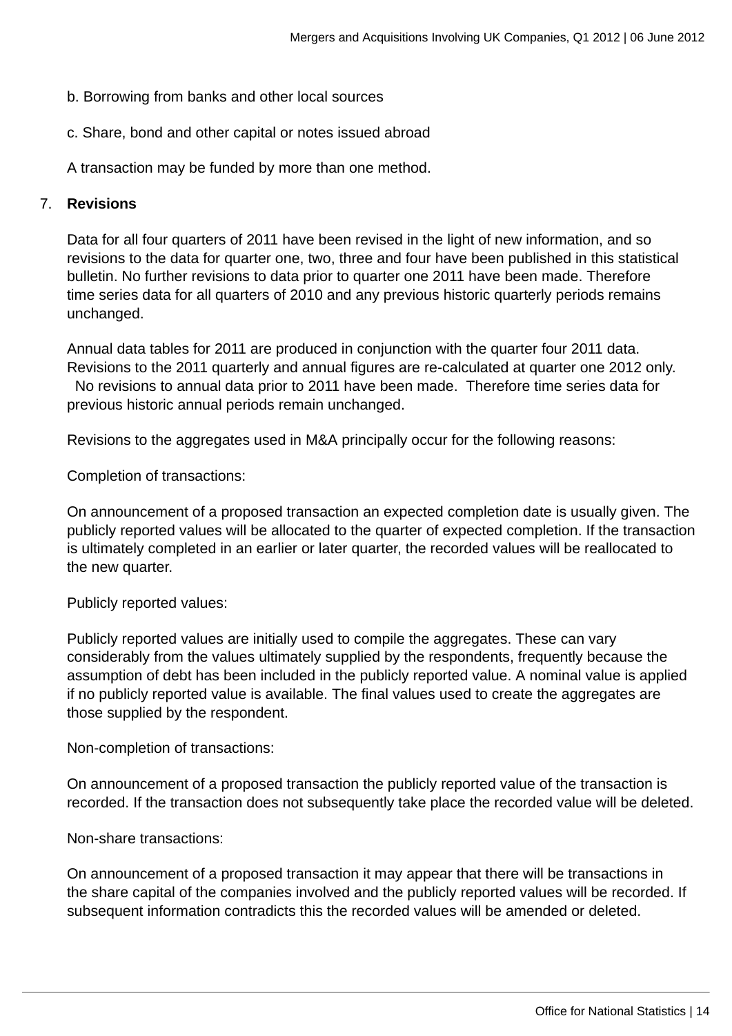b. Borrowing from banks and other local sources

c. Share, bond and other capital or notes issued abroad

A transaction may be funded by more than one method.

7. **Revisions**

Data for all four quarters of 2011 have been revised in the light of new information, and so revisions to the data for quarter one, two, three and four have been published in this statistical bulletin. No further revisions to data prior to quarter one 2011 have been made. Therefore time series data for all quarters of 2010 and any previous historic quarterly periods remains unchanged.

Annual data tables for 2011 are produced in conjunction with the quarter four 2011 data. Revisions to the 2011 quarterly and annual figures are re-calculated at quarter one 2012 only. No revisions to annual data prior to 2011 have been made. Therefore time series data for previous historic annual periods remain unchanged.

Revisions to the aggregates used in M&A principally occur for the following reasons:

Completion of transactions:

On announcement of a proposed transaction an expected completion date is usually given. The publicly reported values will be allocated to the quarter of expected completion. If the transaction is ultimately completed in an earlier or later quarter, the recorded values will be reallocated to the new quarter.

Publicly reported values:

Publicly reported values are initially used to compile the aggregates. These can vary considerably from the values ultimately supplied by the respondents, frequently because the assumption of debt has been included in the publicly reported value. A nominal value is applied if no publicly reported value is available. The final values used to create the aggregates are those supplied by the respondent.

Non-completion of transactions:

On announcement of a proposed transaction the publicly reported value of the transaction is recorded. If the transaction does not subsequently take place the recorded value will be deleted.

Non-share transactions:

On announcement of a proposed transaction it may appear that there will be transactions in the share capital of the companies involved and the publicly reported values will be recorded. If subsequent information contradicts this the recorded values will be amended or deleted.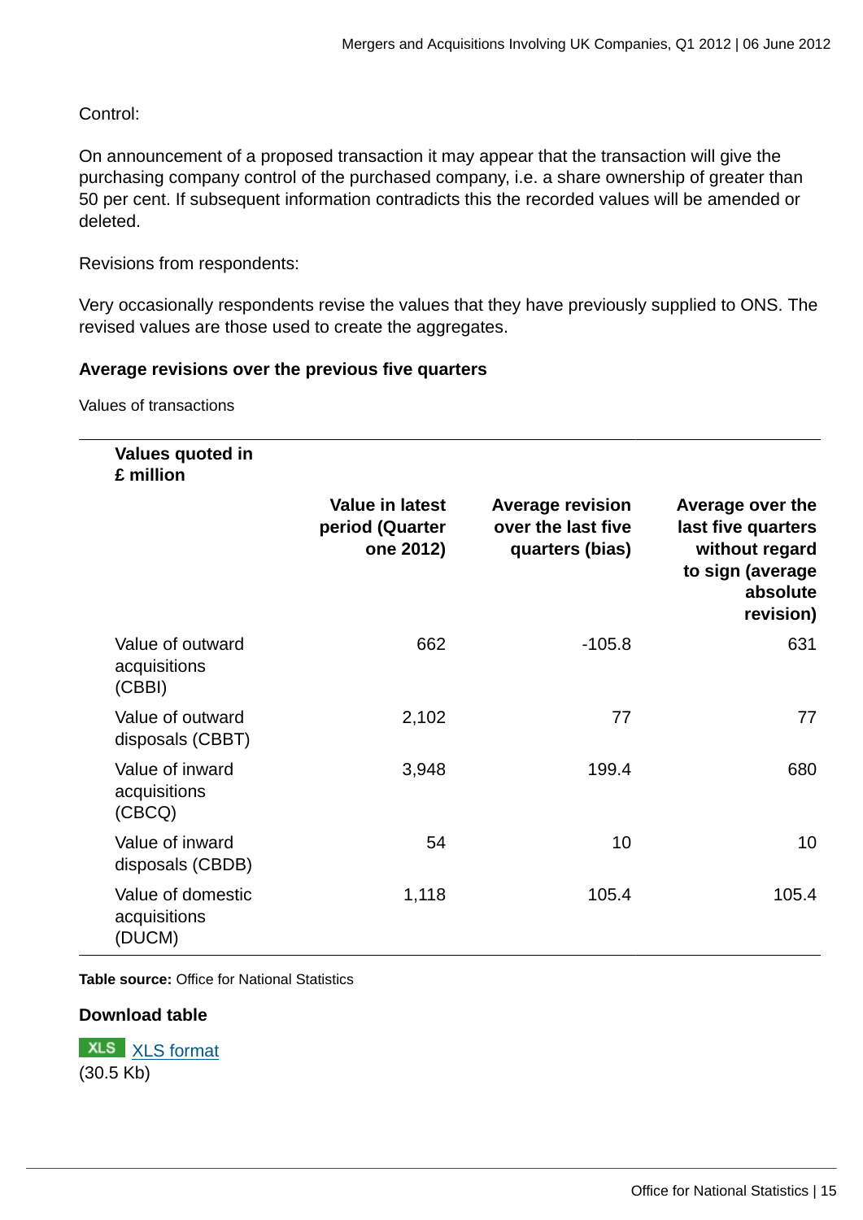Control:

On announcement of a proposed transaction it may appear that the transaction will give the purchasing company control of the purchased company, i.e. a share ownership of greater than 50 per cent. If subsequent information contradicts this the recorded values will be amended or deleted.

Revisions from respondents:

Very occasionally respondents revise the values that they have previously supplied to ONS. The revised values are those used to create the aggregates.

**Average revisions over the previous five quarters**

Values of transactions

| **Values quoted in £ million** | **Value in latest period (Quarter one 2012)** | **Average revision over the last five quarters (bias)** | **Average over the last five quarters without regard to sign (average absolute revision)** |
|---|---|---|---|
| Value of outward acquisitions (CBBI) | 662 | -105.8 | 631 |
| Value of outward disposals (CBBT) | 2,102 | 77 | 77 |
| Value of inward acquisitions (CBCQ) | 3,948 | 199.4 | 680 |
| Value of inward disposals (CBDB) | 54 | 10 | 10 |
| Value of domestic acquisitions (DUCM) | 1,118 | 105.4 | 105.4 |

**Table source:** Office for National Statistics

**Download table**

XLS XLS format
(30.5 Kb)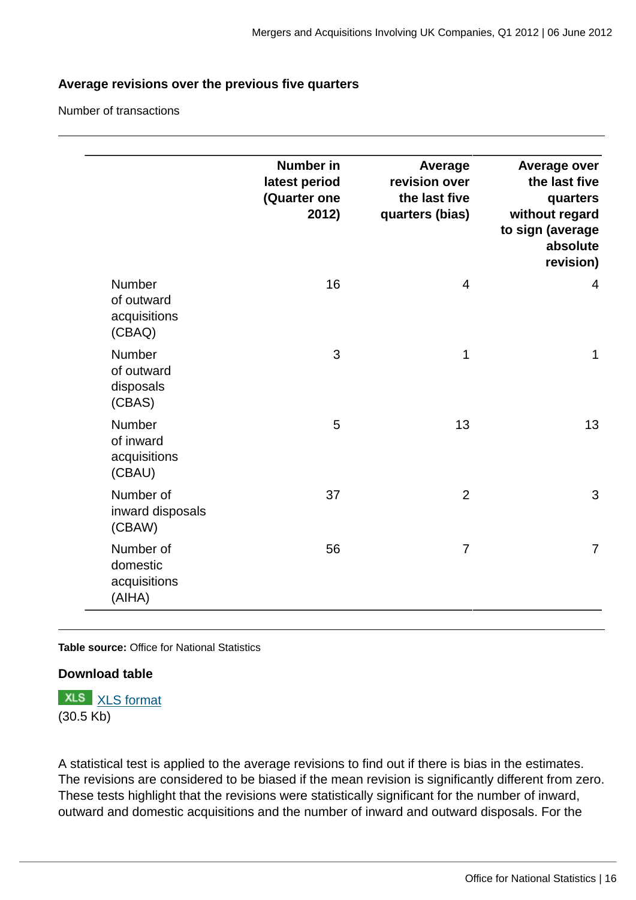**Average revisions over the previous five quarters**

Number of transactions

| | Number in latest period (Quarter one 2012) | Average revision over the last five quarters (bias) | Average over the last five quarters without regard to sign (average absolute revision) |
|---|---|---|---|
| Number of outward acquisitions (CBAQ) | 16 | 4 | 4 |
| Number of outward disposals (CBAS) | 3 | 1 | 1 |
| Number of inward acquisitions (CBAU) | 5 | 13 | 13 |
| Number of inward disposals (CBAW) | 37 | 2 | 3 |
| Number of domestic acquisitions (AIHA) | 56 | 7 | 7 |

**Table source:** Office for National Statistics

**Download table**

XLS format
(30.5 Kb)

A statistical test is applied to the average revisions to find out if there is bias in the estimates. The revisions are considered to be biased if the mean revision is significantly different from zero. These tests highlight that the revisions were statistically significant for the number of inward, outward and domestic acquisitions and the number of inward and outward disposals. For the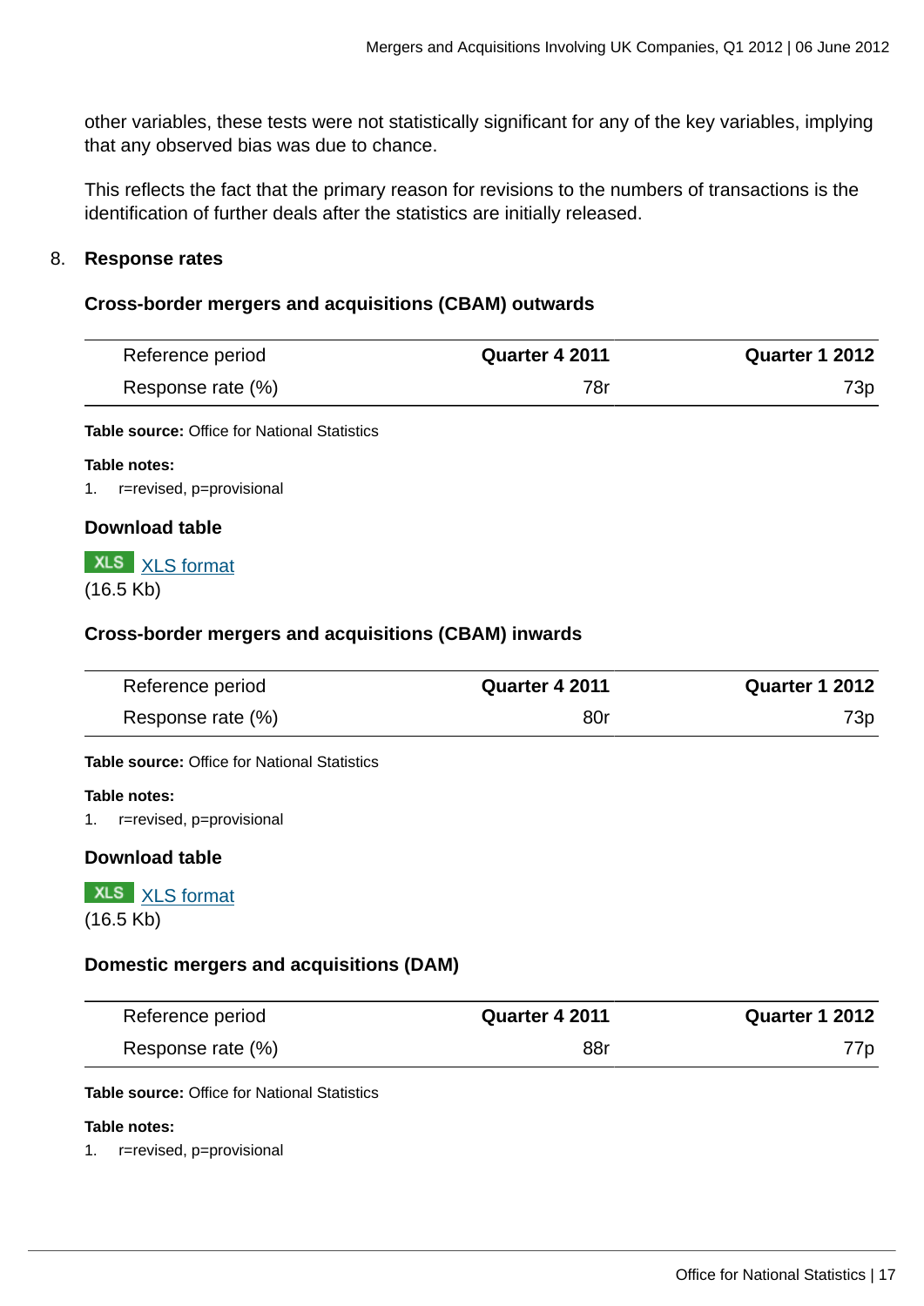other variables, these tests were not statistically significant for any of the key variables, implying that any observed bias was due to chance.

This reflects the fact that the primary reason for revisions to the numbers of transactions is the identification of further deals after the statistics are initially released.

## 8. Response rates

### Cross-border mergers and acquisitions (CBAM) outwards

| Reference period | Quarter 4 2011 | Quarter 1 2012 |
|---|---|---|
| Response rate (%) | 78r | 73p |

**Table source:** Office for National Statistics

**Table notes:**

1. r=revised, p=provisional

**Download table**

XLS XLS format
(16.5 Kb)

### Cross-border mergers and acquisitions (CBAM) inwards

| Reference period | Quarter 4 2011 | Quarter 1 2012 |
|---|---|---|
| Response rate (%) | 80r | 73p |

**Table source:** Office for National Statistics

**Table notes:**

1. r=revised, p=provisional

**Download table**

XLS XLS format
(16.5 Kb)

### Domestic mergers and acquisitions (DAM)

| Reference period | Quarter 4 2011 | Quarter 1 2012 |
|---|---|---|
| Response rate (%) | 88r | 77p |

**Table source:** Office for National Statistics

**Table notes:**

1. r=revised, p=provisional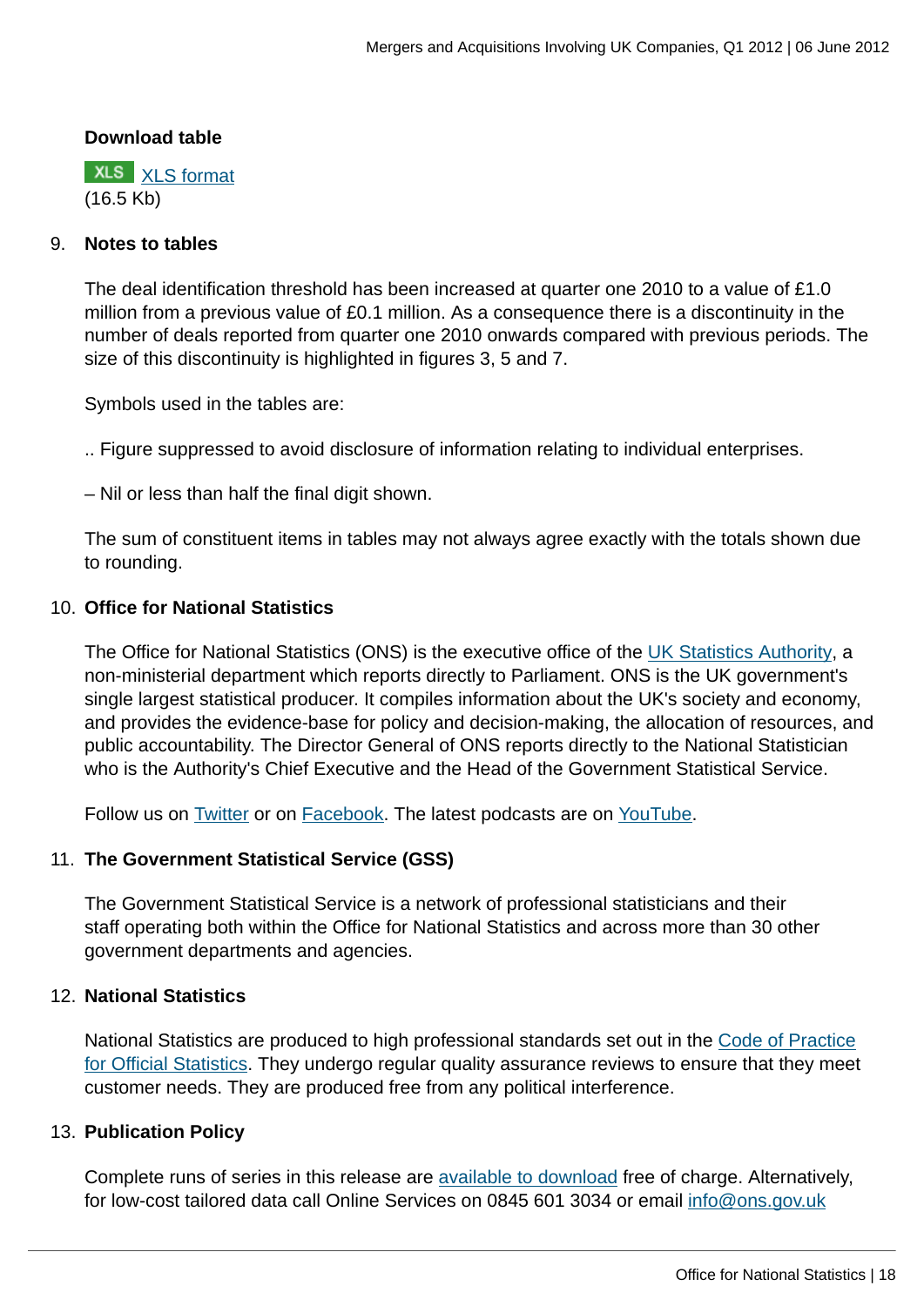**Download table**

XLS [XLS format](#)
(16.5 Kb)

9. **Notes to tables**

   The deal identification threshold has been increased at quarter one 2010 to a value of £1.0 million from a previous value of £0.1 million. As a consequence there is a discontinuity in the number of deals reported from quarter one 2010 onwards compared with previous periods. The size of this discontinuity is highlighted in figures 3, 5 and 7.

   Symbols used in the tables are:

   .. Figure suppressed to avoid disclosure of information relating to individual enterprises.

   – Nil or less than half the final digit shown.

   The sum of constituent items in tables may not always agree exactly with the totals shown due to rounding.

10. **Office for National Statistics**

    The Office for National Statistics (ONS) is the executive office of the UK Statistics Authority, a non-ministerial department which reports directly to Parliament. ONS is the UK government's single largest statistical producer. It compiles information about the UK's society and economy, and provides the evidence-base for policy and decision-making, the allocation of resources, and public accountability. The Director General of ONS reports directly to the National Statistician who is the Authority's Chief Executive and the Head of the Government Statistical Service.

    Follow us on Twitter or on Facebook. The latest podcasts are on YouTube.

11. **The Government Statistical Service (GSS)**

    The Government Statistical Service is a network of professional statisticians and their staff operating both within the Office for National Statistics and across more than 30 other government departments and agencies.

12. **National Statistics**

    National Statistics are produced to high professional standards set out in the Code of Practice for Official Statistics. They undergo regular quality assurance reviews to ensure that they meet customer needs. They are produced free from any political interference.

13. **Publication Policy**

    Complete runs of series in this release are available to download free of charge. Alternatively, for low-cost tailored data call Online Services on 0845 601 3034 or email info@ons.gov.uk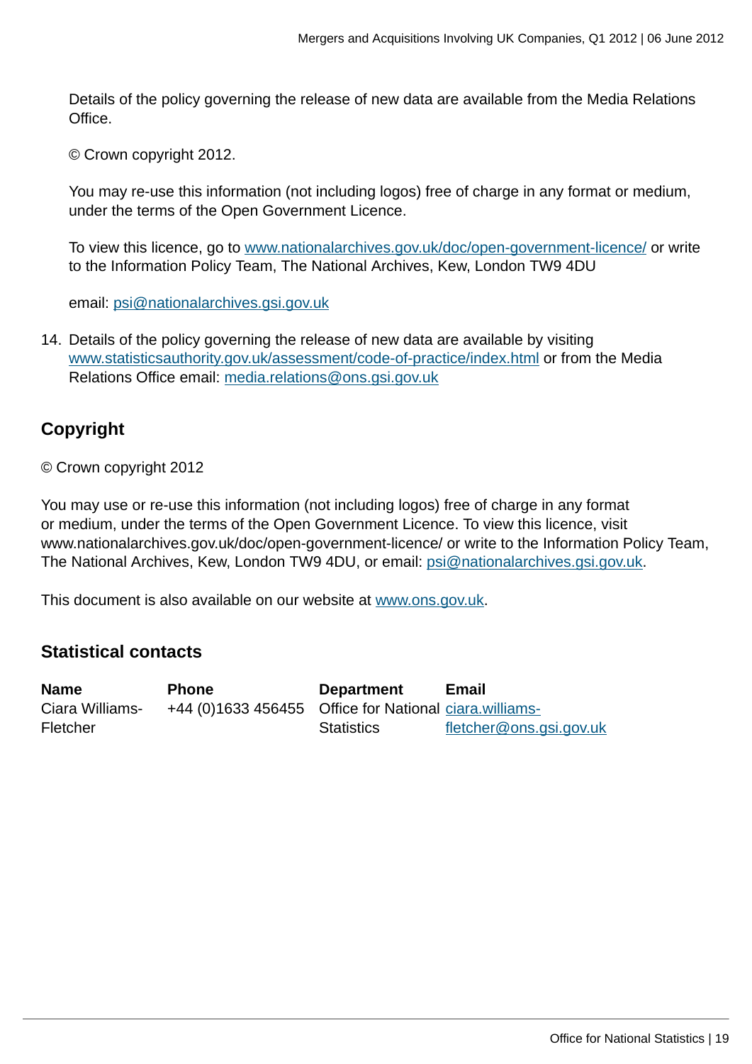Details of the policy governing the release of new data are available from the Media Relations Office.

© Crown copyright 2012.

You may re-use this information (not including logos) free of charge in any format or medium, under the terms of the Open Government Licence.

To view this licence, go to www.nationalarchives.gov.uk/doc/open-government-licence/ or write to the Information Policy Team, The National Archives, Kew, London TW9 4DU

email: psi@nationalarchives.gsi.gov.uk

14. Details of the policy governing the release of new data are available by visiting www.statisticsauthority.gov.uk/assessment/code-of-practice/index.html or from the Media Relations Office email: media.relations@ons.gsi.gov.uk

## Copyright

© Crown copyright 2012

You may use or re-use this information (not including logos) free of charge in any format or medium, under the terms of the Open Government Licence. To view this licence, visit www.nationalarchives.gov.uk/doc/open-government-licence/ or write to the Information Policy Team, The National Archives, Kew, London TW9 4DU, or email: psi@nationalarchives.gsi.gov.uk.

This document is also available on our website at www.ons.gov.uk.

## Statistical contacts

| Name | Phone | Department | Email |
|---|---|---|---|
| Ciara Williams-Fletcher | +44 (0)1633 456455 | Office for National Statistics | ciara.williams-fletcher@ons.gsi.gov.uk |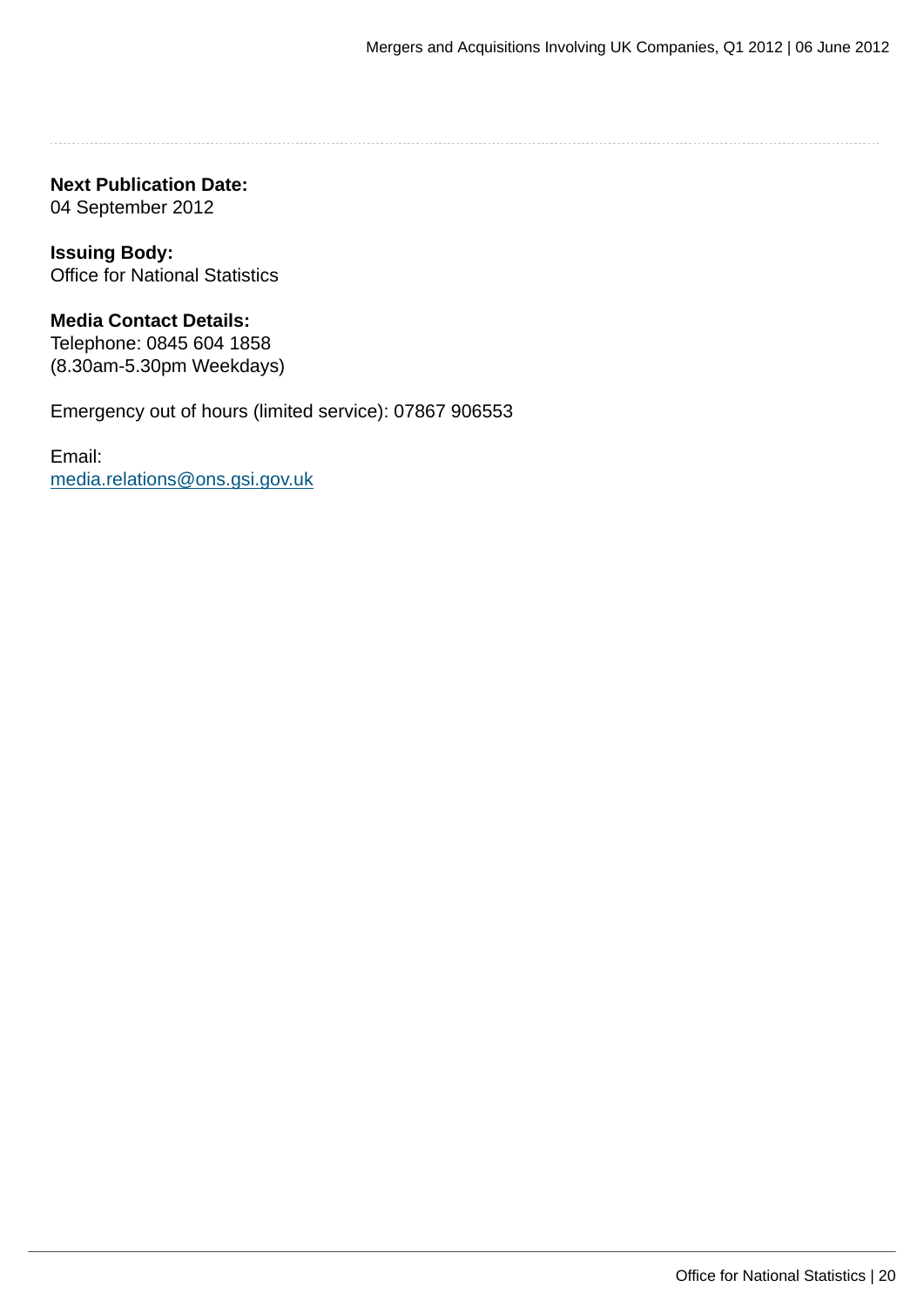**Next Publication Date:**
04 September 2012

**Issuing Body:**
Office for National Statistics

**Media Contact Details:**
Telephone: 0845 604 1858
(8.30am-5.30pm Weekdays)

Emergency out of hours (limited service): 07867 906553

Email:
media.relations@ons.gsi.gov.uk